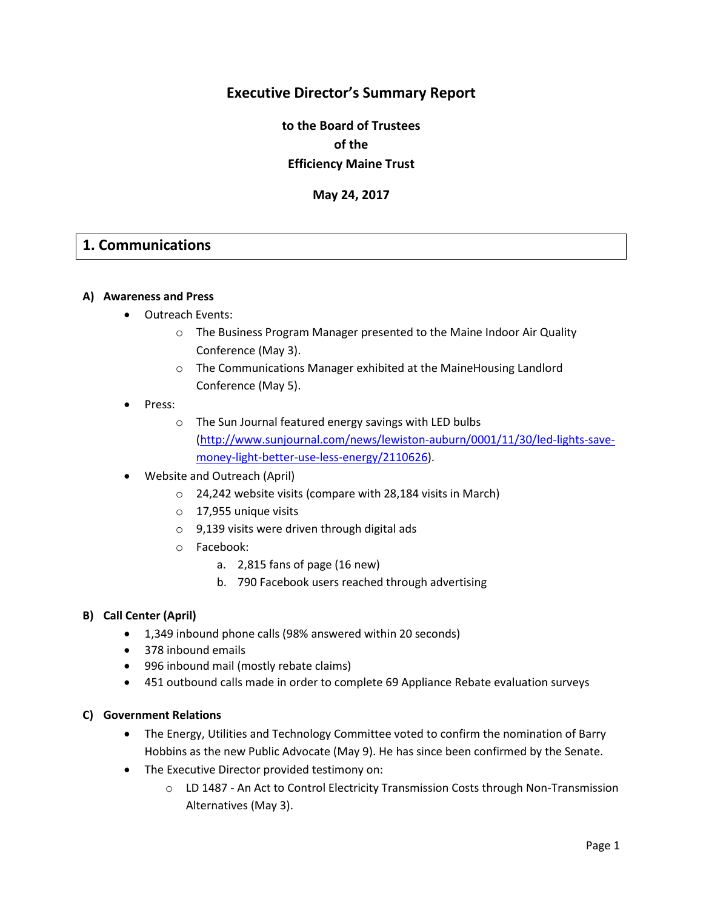# Executive Director's Summary Report

**to the Board of Trustees**
**of the**
**Efficiency Maine Trust**

**May 24, 2017**

## 1. Communications

### A) Awareness and Press

- Outreach Events:
  - The Business Program Manager presented to the Maine Indoor Air Quality Conference (May 3).
  - The Communications Manager exhibited at the MaineHousing Landlord Conference (May 5).
- Press:
  - The Sun Journal featured energy savings with LED bulbs (http://www.sunjournal.com/news/lewiston-auburn/0001/11/30/led-lights-save-money-light-better-use-less-energy/2110626).
- Website and Outreach (April)
  - 24,242 website visits (compare with 28,184 visits in March)
  - 17,955 unique visits
  - 9,139 visits were driven through digital ads
  - Facebook:
    - a. 2,815 fans of page (16 new)
    - b. 790 Facebook users reached through advertising

### B) Call Center (April)

- 1,349 inbound phone calls (98% answered within 20 seconds)
- 378 inbound emails
- 996 inbound mail (mostly rebate claims)
- 451 outbound calls made in order to complete 69 Appliance Rebate evaluation surveys

### C) Government Relations

- The Energy, Utilities and Technology Committee voted to confirm the nomination of Barry Hobbins as the new Public Advocate (May 9). He has since been confirmed by the Senate.
- The Executive Director provided testimony on:
  - LD 1487 - An Act to Control Electricity Transmission Costs through Non-Transmission Alternatives (May 3).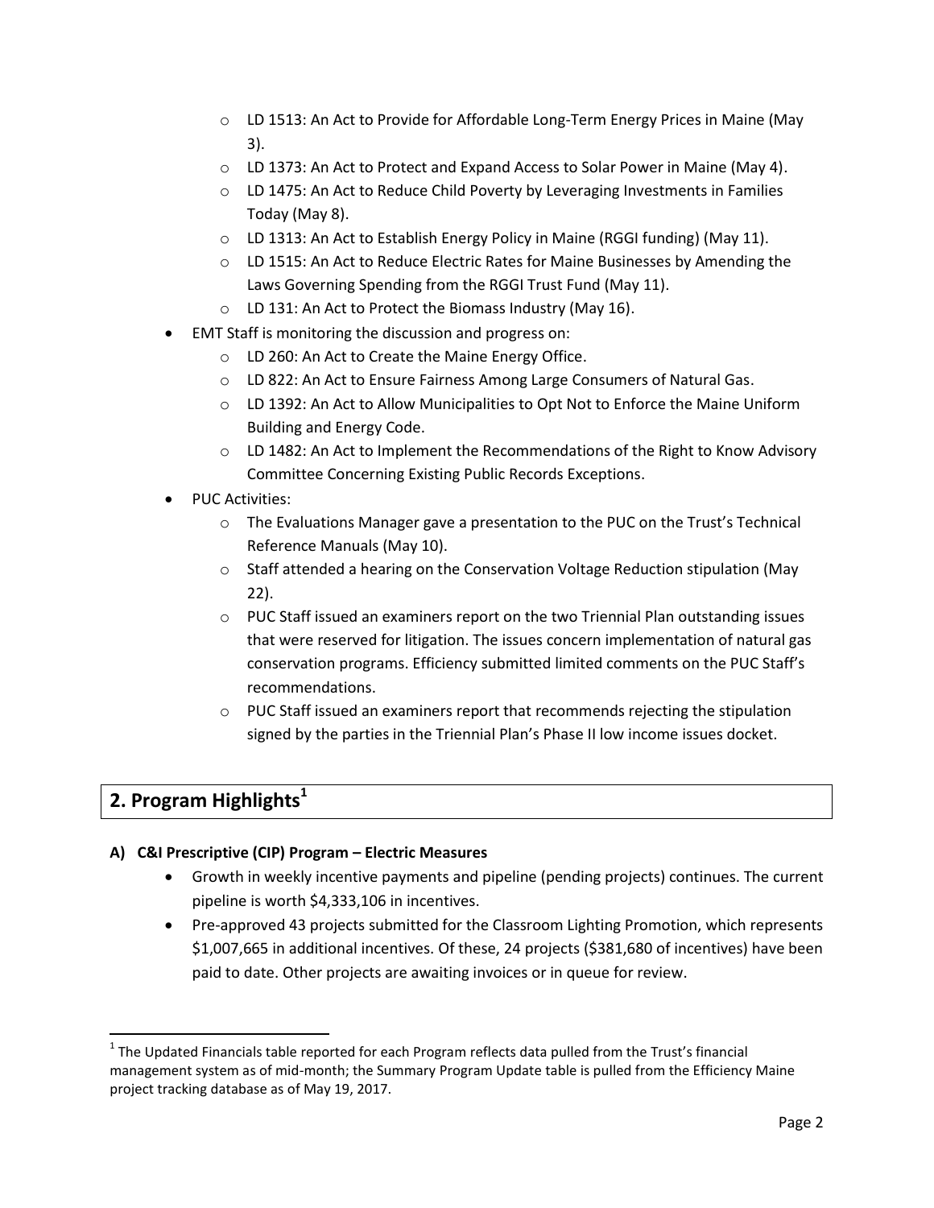- LD 1513: An Act to Provide for Affordable Long-Term Energy Prices in Maine (May 3).
  - LD 1373: An Act to Protect and Expand Access to Solar Power in Maine (May 4).
  - LD 1475: An Act to Reduce Child Poverty by Leveraging Investments in Families Today (May 8).
  - LD 1313: An Act to Establish Energy Policy in Maine (RGGI funding) (May 11).
  - LD 1515: An Act to Reduce Electric Rates for Maine Businesses by Amending the Laws Governing Spending from the RGGI Trust Fund (May 11).
  - LD 131: An Act to Protect the Biomass Industry (May 16).
- EMT Staff is monitoring the discussion and progress on:
  - LD 260: An Act to Create the Maine Energy Office.
  - LD 822: An Act to Ensure Fairness Among Large Consumers of Natural Gas.
  - LD 1392: An Act to Allow Municipalities to Opt Not to Enforce the Maine Uniform Building and Energy Code.
  - LD 1482: An Act to Implement the Recommendations of the Right to Know Advisory Committee Concerning Existing Public Records Exceptions.
- PUC Activities:
  - The Evaluations Manager gave a presentation to the PUC on the Trust's Technical Reference Manuals (May 10).
  - Staff attended a hearing on the Conservation Voltage Reduction stipulation (May 22).
  - PUC Staff issued an examiners report on the two Triennial Plan outstanding issues that were reserved for litigation. The issues concern implementation of natural gas conservation programs. Efficiency submitted limited comments on the PUC Staff's recommendations.
  - PUC Staff issued an examiners report that recommends rejecting the stipulation signed by the parties in the Triennial Plan's Phase II low income issues docket.

## 2. Program Highlights[1]

### A) C&I Prescriptive (CIP) Program – Electric Measures

- Growth in weekly incentive payments and pipeline (pending projects) continues. The current pipeline is worth $4,333,106 in incentives.
- Pre-approved 43 projects submitted for the Classroom Lighting Promotion, which represents $1,007,665 in additional incentives. Of these, 24 projects ($381,680 of incentives) have been paid to date. Other projects are awaiting invoices or in queue for review.

[1] The Updated Financials table reported for each Program reflects data pulled from the Trust's financial management system as of mid-month; the Summary Program Update table is pulled from the Efficiency Maine project tracking database as of May 19, 2017.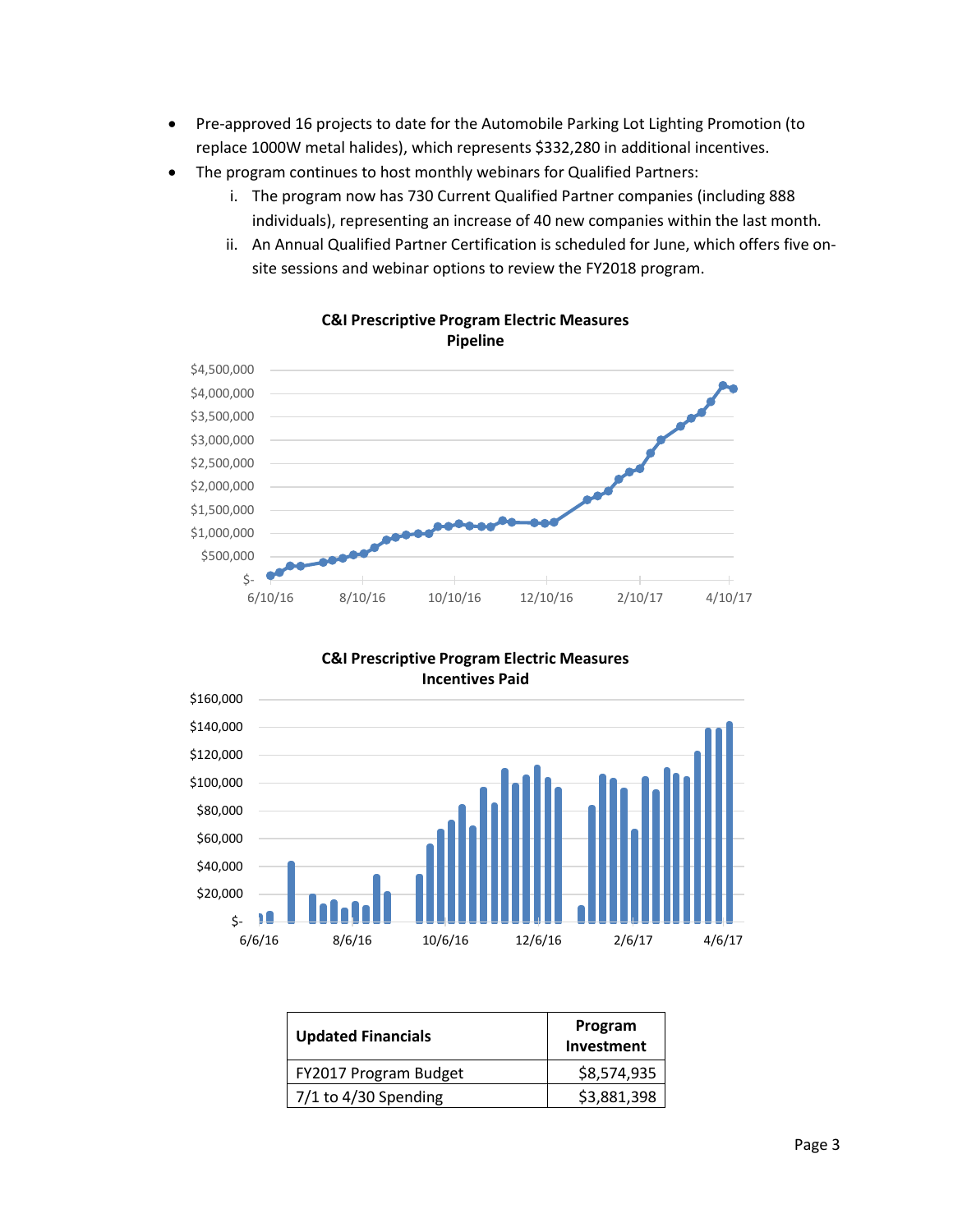- Pre-approved 16 projects to date for the Automobile Parking Lot Lighting Promotion (to replace 1000W metal halides), which represents $332,280 in additional incentives.
- The program continues to host monthly webinars for Qualified Partners:
  i. The program now has 730 Current Qualified Partner companies (including 888 individuals), representing an increase of 40 new companies within the last month.
  ii. An Annual Qualified Partner Certification is scheduled for June, which offers five on-site sessions and webinar options to review the FY2018 program.

**C&I Prescriptive Program Electric Measures Pipeline**

$4,500,000
$4,000,000
$3,500,000
$3,000,000
$2,500,000
$2,000,000
$1,500,000
$1,000,000
$500,000
$-
6/10/16 8/10/16 10/10/16 12/10/16 2/10/17 4/10/17

**C&I Prescriptive Program Electric Measures Incentives Paid**

$160,000
$140,000
$120,000
$100,000
$80,000
$60,000
$40,000
$20,000
$-
6/6/16 8/6/16 10/6/16 12/6/16 2/6/17 4/6/17

| Updated Financials | Program Investment |
|---|---|
| FY2017 Program Budget | $8,574,935 |
| 7/1 to 4/30 Spending | $3,881,398 |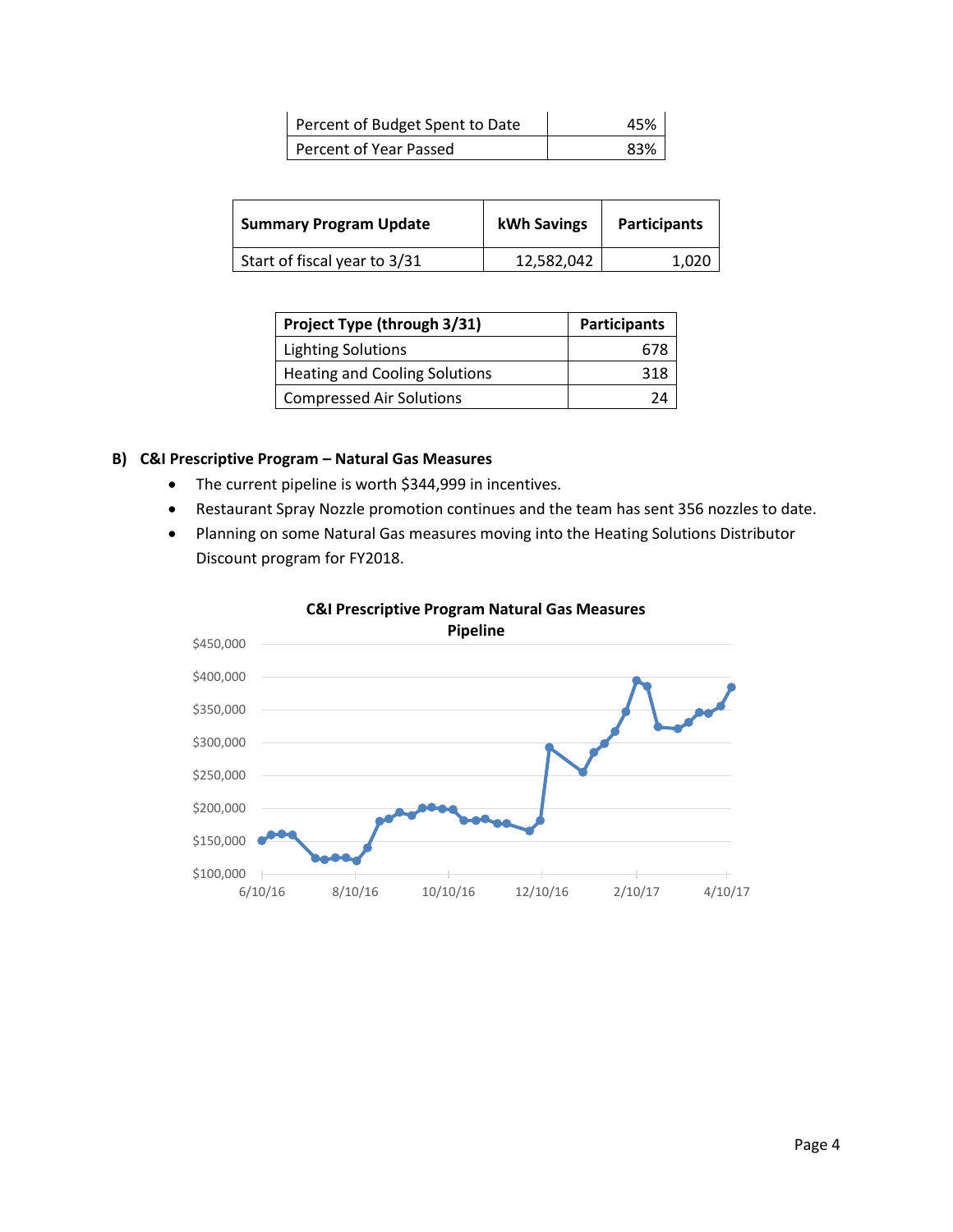| | |
|---|---|
| Percent of Budget Spent to Date | 45% |
| Percent of Year Passed | 83% |

| Summary Program Update | kWh Savings | Participants |
|---|---|---|
| Start of fiscal year to 3/31 | 12,582,042 | 1,020 |

| Project Type (through 3/31) | Participants |
|---|---|
| Lighting Solutions | 678 |
| Heating and Cooling Solutions | 318 |
| Compressed Air Solutions | 24 |

## B) C&I Prescriptive Program – Natural Gas Measures

- The current pipeline is worth $344,999 in incentives.
- Restaurant Spray Nozzle promotion continues and the team has sent 356 nozzles to date.
- Planning on some Natural Gas measures moving into the Heating Solutions Distributor Discount program for FY2018.

C&I Prescriptive Program Natural Gas Measures Pipeline

$450,000
$400,000
$350,000
$300,000
$250,000
$200,000
$150,000
$100,000

6/10/16
8/10/16
10/10/16
12/10/16
2/10/17
4/10/17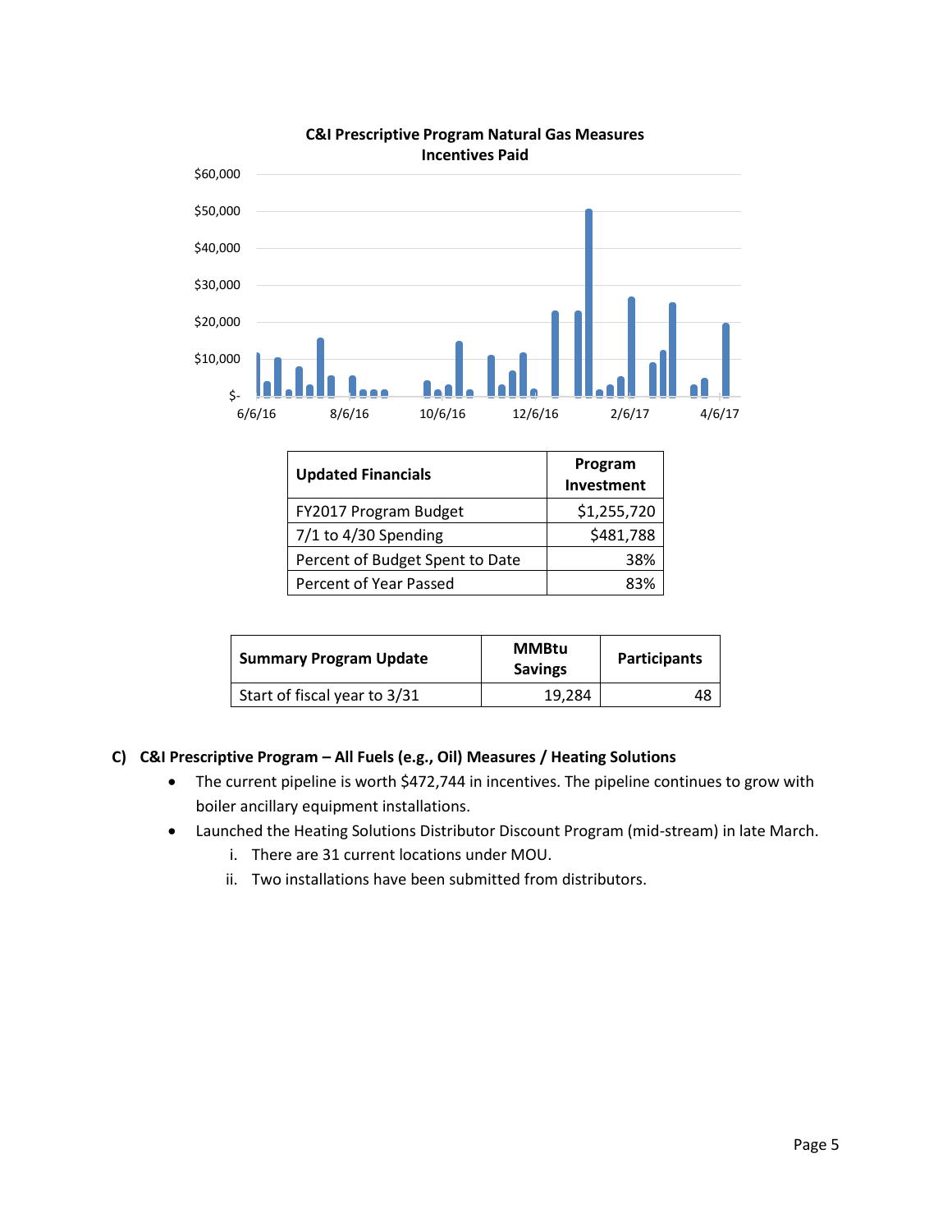C&I Prescriptive Program Natural Gas Measures
Incentives Paid

$60,000
$50,000
$40,000
$30,000
$20,000
$10,000
$-

6/6/16
8/6/16
10/6/16
12/6/16
2/6/17
4/6/17

| Updated Financials | Program Investment |
|---|---|
| FY2017 Program Budget | $1,255,720 |
| 7/1 to 4/30 Spending | $481,788 |
| Percent of Budget Spent to Date | 38% |
| Percent of Year Passed | 83% |

| Summary Program Update | MMBtu Savings | Participants |
|---|---|---|
| Start of fiscal year to 3/31 | 19,284 | 48 |

### C) C&I Prescriptive Program – All Fuels (e.g., Oil) Measures / Heating Solutions

- The current pipeline is worth $472,744 in incentives. The pipeline continues to grow with boiler ancillary equipment installations.
- Launched the Heating Solutions Distributor Discount Program (mid-stream) in late March.
  - i. There are 31 current locations under MOU.
  - ii. Two installations have been submitted from distributors.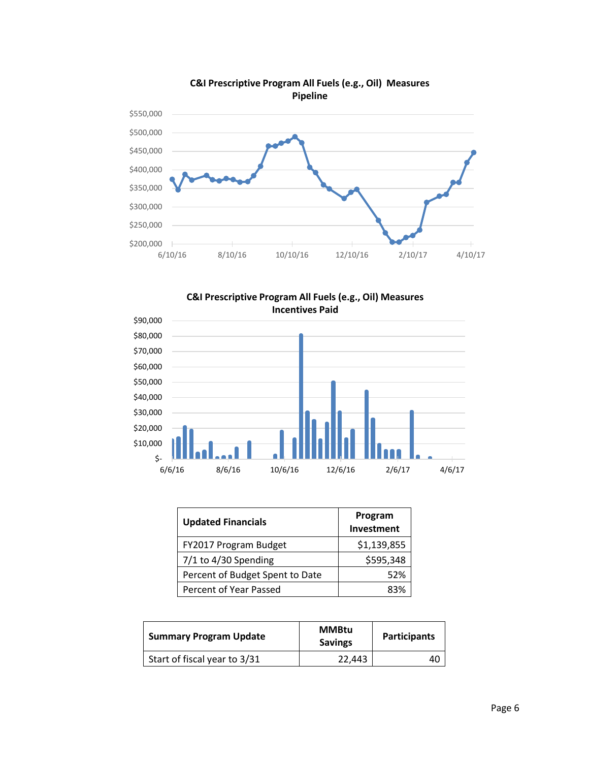**C&I Prescriptive Program All Fuels (e.g., Oil) Measures Pipeline**

$550,000
$500,000
$450,000
$400,000
$350,000
$300,000
$250,000
$200,000

6/10/16
8/10/16
10/10/16
12/10/16
2/10/17
4/10/17

**C&I Prescriptive Program All Fuels (e.g., Oil) Measures Incentives Paid**

$90,000
$80,000
$70,000
$60,000
$50,000
$40,000
$30,000
$20,000
$10,000
$-

6/6/16
8/6/16
10/6/16
12/6/16
2/6/17
4/6/17

| Updated Financials | Program Investment |
|---|---|
| FY2017 Program Budget | $1,139,855 |
| 7/1 to 4/30 Spending | $595,348 |
| Percent of Budget Spent to Date | 52% |
| Percent of Year Passed | 83% |

| Summary Program Update | MMBtu Savings | Participants |
|---|---|---|
| Start of fiscal year to 3/31 | 22,443 | 40 |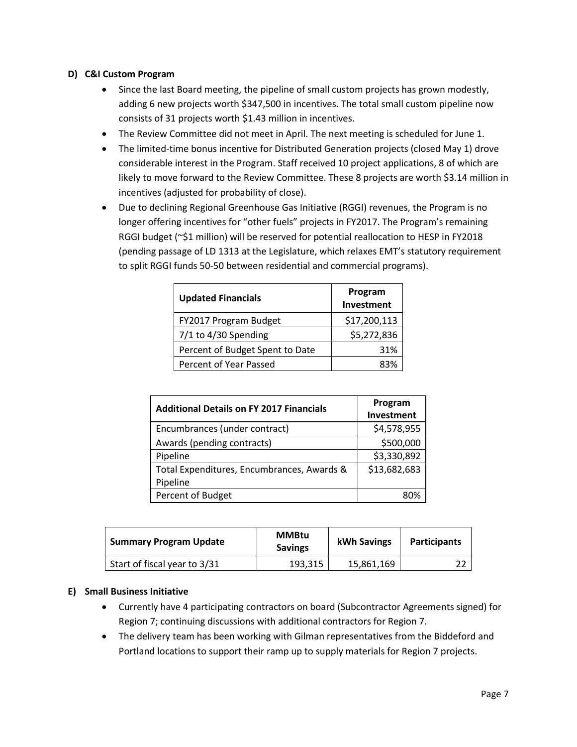### D) C&I Custom Program

- Since the last Board meeting, the pipeline of small custom projects has grown modestly, adding 6 new projects worth $347,500 in incentives. The total small custom pipeline now consists of 31 projects worth $1.43 million in incentives.
- The Review Committee did not meet in April. The next meeting is scheduled for June 1.
- The limited-time bonus incentive for Distributed Generation projects (closed May 1) drove considerable interest in the Program. Staff received 10 project applications, 8 of which are likely to move forward to the Review Committee. These 8 projects are worth $3.14 million in incentives (adjusted for probability of close).
- Due to declining Regional Greenhouse Gas Initiative (RGGI) revenues, the Program is no longer offering incentives for "other fuels" projects in FY2017. The Program's remaining RGGI budget (~$1 million) will be reserved for potential reallocation to HESP in FY2018 (pending passage of LD 1313 at the Legislature, which relaxes EMT's statutory requirement to split RGGI funds 50-50 between residential and commercial programs).

| Updated Financials | Program Investment |
|---|---|
| FY2017 Program Budget | $17,200,113 |
| 7/1 to 4/30 Spending | $5,272,836 |
| Percent of Budget Spent to Date | 31% |
| Percent of Year Passed | 83% |

| Additional Details on FY 2017 Financials | Program Investment |
|---|---|
| Encumbrances (under contract) | $4,578,955 |
| Awards (pending contracts) | $500,000 |
| Pipeline | $3,330,892 |
| Total Expenditures, Encumbrances, Awards & Pipeline | $13,682,683 |
| Percent of Budget | 80% |

| Summary Program Update | MMBtu Savings | kWh Savings | Participants |
|---|---|---|---|
| Start of fiscal year to 3/31 | 193,315 | 15,861,169 | 22 |

### E) Small Business Initiative

- Currently have 4 participating contractors on board (Subcontractor Agreements signed) for Region 7; continuing discussions with additional contractors for Region 7.
- The delivery team has been working with Gilman representatives from the Biddeford and Portland locations to support their ramp up to supply materials for Region 7 projects.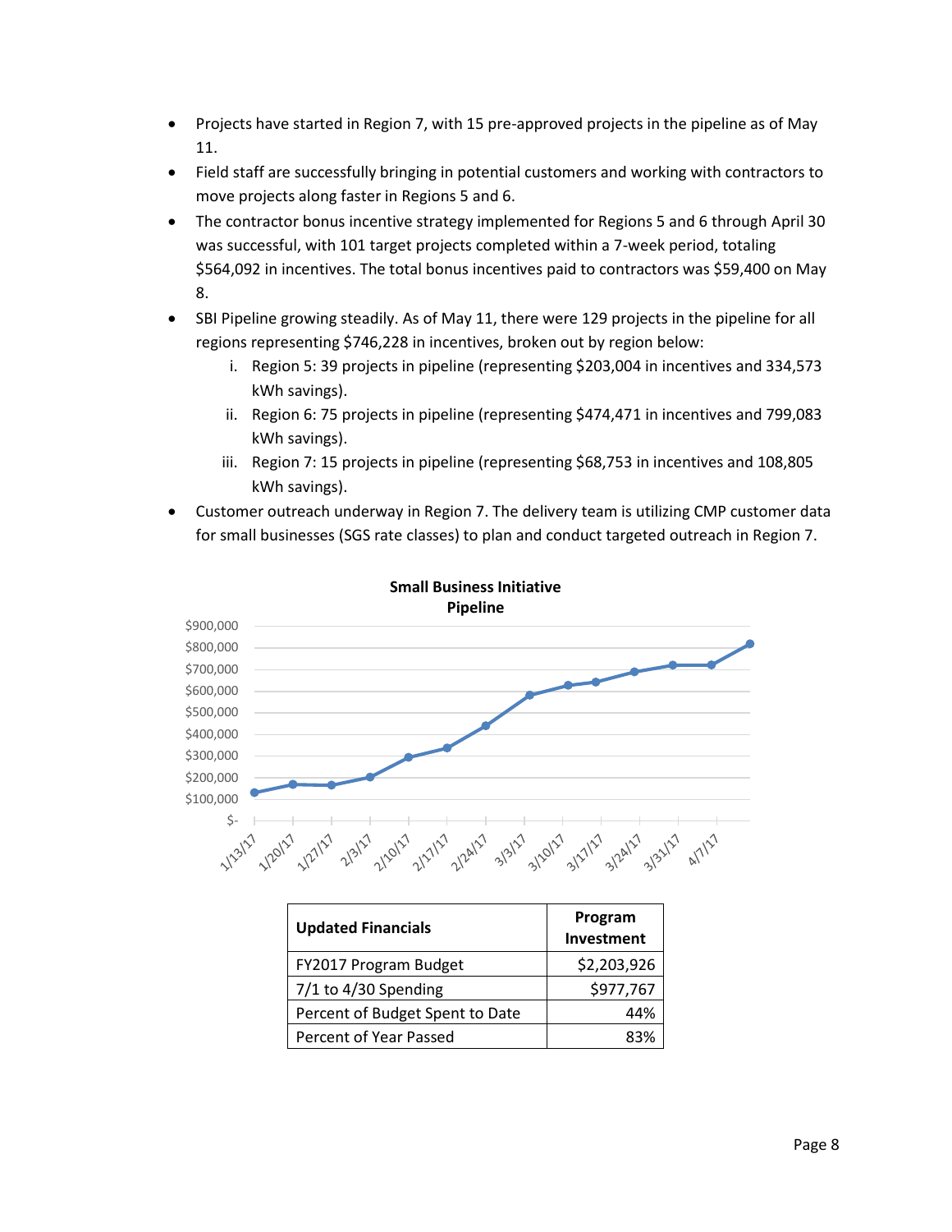- Projects have started in Region 7, with 15 pre-approved projects in the pipeline as of May 11.
- Field staff are successfully bringing in potential customers and working with contractors to move projects along faster in Regions 5 and 6.
- The contractor bonus incentive strategy implemented for Regions 5 and 6 through April 30 was successful, with 101 target projects completed within a 7-week period, totaling $564,092 in incentives. The total bonus incentives paid to contractors was $59,400 on May 8.
- SBI Pipeline growing steadily. As of May 11, there were 129 projects in the pipeline for all regions representing $746,228 in incentives, broken out by region below:
    i. Region 5: 39 projects in pipeline (representing $203,004 in incentives and 334,573 kWh savings).
    ii. Region 6: 75 projects in pipeline (representing $474,471 in incentives and 799,083 kWh savings).
    iii. Region 7: 15 projects in pipeline (representing $68,753 in incentives and 108,805 kWh savings).
- Customer outreach underway in Region 7. The delivery team is utilizing CMP customer data for small businesses (SGS rate classes) to plan and conduct targeted outreach in Region 7.

**Small Business Initiative Pipeline**

$900,000
$800,000
$700,000
$600,000
$500,000
$400,000
$300,000
$200,000
$100,000
$-

1/13/17 1/20/17 1/27/17 2/3/17 2/10/17 2/17/17 2/24/17 3/3/17 3/10/17 3/17/17 3/24/17 3/31/17 4/7/17

| Updated Financials | Program Investment |
|---|---|
| FY2017 Program Budget | $2,203,926 |
| 7/1 to 4/30 Spending | $977,767 |
| Percent of Budget Spent to Date | 44% |
| Percent of Year Passed | 83% |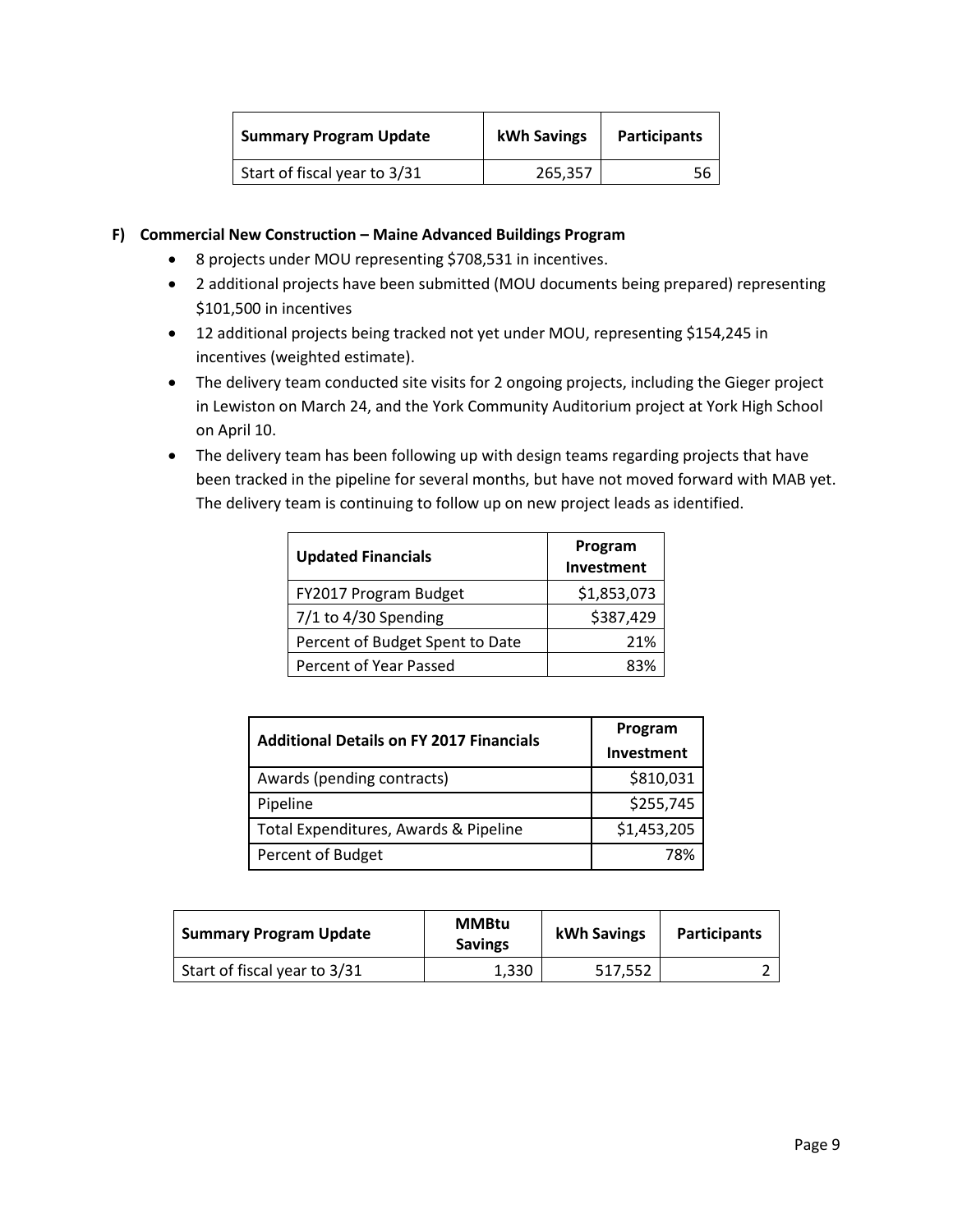| Summary Program Update | kWh Savings | Participants |
|---|---|---|
| Start of fiscal year to 3/31 | 265,357 | 56 |

**F) Commercial New Construction – Maine Advanced Buildings Program**

- 8 projects under MOU representing $708,531 in incentives.
- 2 additional projects have been submitted (MOU documents being prepared) representing $101,500 in incentives
- 12 additional projects being tracked not yet under MOU, representing $154,245 in incentives (weighted estimate).
- The delivery team conducted site visits for 2 ongoing projects, including the Gieger project in Lewiston on March 24, and the York Community Auditorium project at York High School on April 10.
- The delivery team has been following up with design teams regarding projects that have been tracked in the pipeline for several months, but have not moved forward with MAB yet. The delivery team is continuing to follow up on new project leads as identified.

| Updated Financials | Program Investment |
|---|---|
| FY2017 Program Budget | $1,853,073 |
| 7/1 to 4/30 Spending | $387,429 |
| Percent of Budget Spent to Date | 21% |
| Percent of Year Passed | 83% |

| Additional Details on FY 2017 Financials | Program Investment |
|---|---|
| Awards (pending contracts) | $810,031 |
| Pipeline | $255,745 |
| Total Expenditures, Awards & Pipeline | $1,453,205 |
| Percent of Budget | 78% |

| Summary Program Update | MMBtu Savings | kWh Savings | Participants |
|---|---|---|---|
| Start of fiscal year to 3/31 | 1,330 | 517,552 | 2 |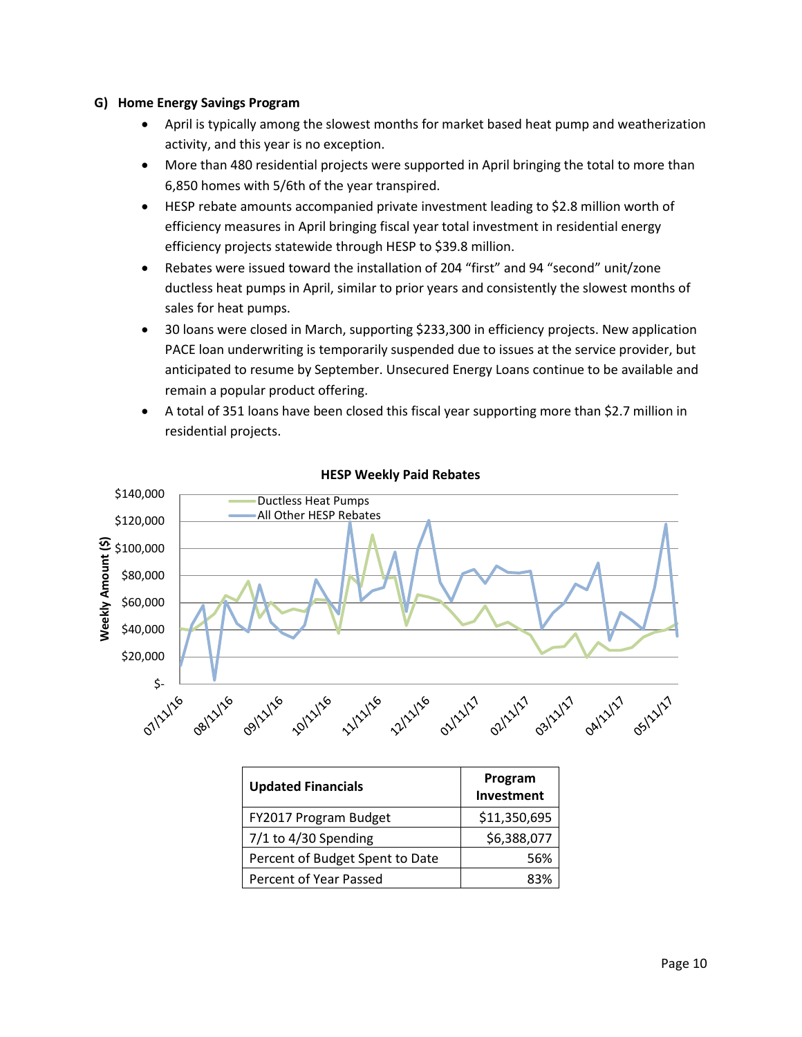## G) Home Energy Savings Program

- April is typically among the slowest months for market based heat pump and weatherization activity, and this year is no exception.
- More than 480 residential projects were supported in April bringing the total to more than 6,850 homes with 5/6th of the year transpired.
- HESP rebate amounts accompanied private investment leading to $2.8 million worth of efficiency measures in April bringing fiscal year total investment in residential energy efficiency projects statewide through HESP to $39.8 million.
- Rebates were issued toward the installation of 204 "first" and 94 "second" unit/zone ductless heat pumps in April, similar to prior years and consistently the slowest months of sales for heat pumps.
- 30 loans were closed in March, supporting $233,300 in efficiency projects. New application PACE loan underwriting is temporarily suspended due to issues at the service provider, but anticipated to resume by September. Unsecured Energy Loans continue to be available and remain a popular product offering.
- A total of 351 loans have been closed this fiscal year supporting more than $2.7 million in residential projects.

HESP Weekly Paid Rebates

Ductless Heat Pumps
All Other HESP Rebates

Weekly Amount ($)

$140,000
$120,000
$100,000
$80,000
$60,000
$40,000
$20,000
$-

07/11/16
08/11/16
09/11/16
10/11/16
11/11/16
12/11/16
01/11/17
02/11/17
03/11/17
04/11/17
05/11/17

| Updated Financials | Program Investment |
|---|---|
| FY2017 Program Budget | $11,350,695 |
| 7/1 to 4/30 Spending | $6,388,077 |
| Percent of Budget Spent to Date | 56% |
| Percent of Year Passed | 83% |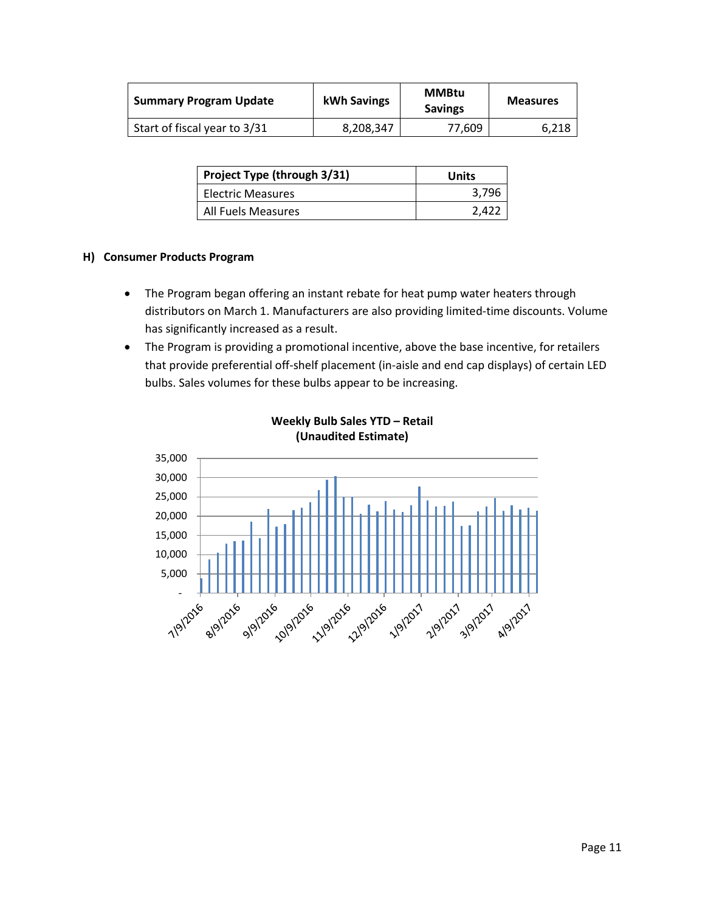| Summary Program Update | kWh Savings | MMBtu Savings | Measures |
|---|---|---|---|
| Start of fiscal year to 3/31 | 8,208,347 | 77,609 | 6,218 |

| Project Type (through 3/31) | Units |
|---|---|
| Electric Measures | 3,796 |
| All Fuels Measures | 2,422 |

### H) Consumer Products Program

- The Program began offering an instant rebate for heat pump water heaters through distributors on March 1. Manufacturers are also providing limited-time discounts. Volume has significantly increased as a result.
- The Program is providing a promotional incentive, above the base incentive, for retailers that provide preferential off-shelf placement (in-aisle and end cap displays) of certain LED bulbs. Sales volumes for these bulbs appear to be increasing.

**Weekly Bulb Sales YTD – Retail (Unaudited Estimate)**

35,000
30,000
25,000
20,000
15,000
10,000
5,000
-

7/9/2016
8/9/2016
9/9/2016
10/9/2016
11/9/2016
12/9/2016
1/9/2017
2/9/2017
3/9/2017
4/9/2017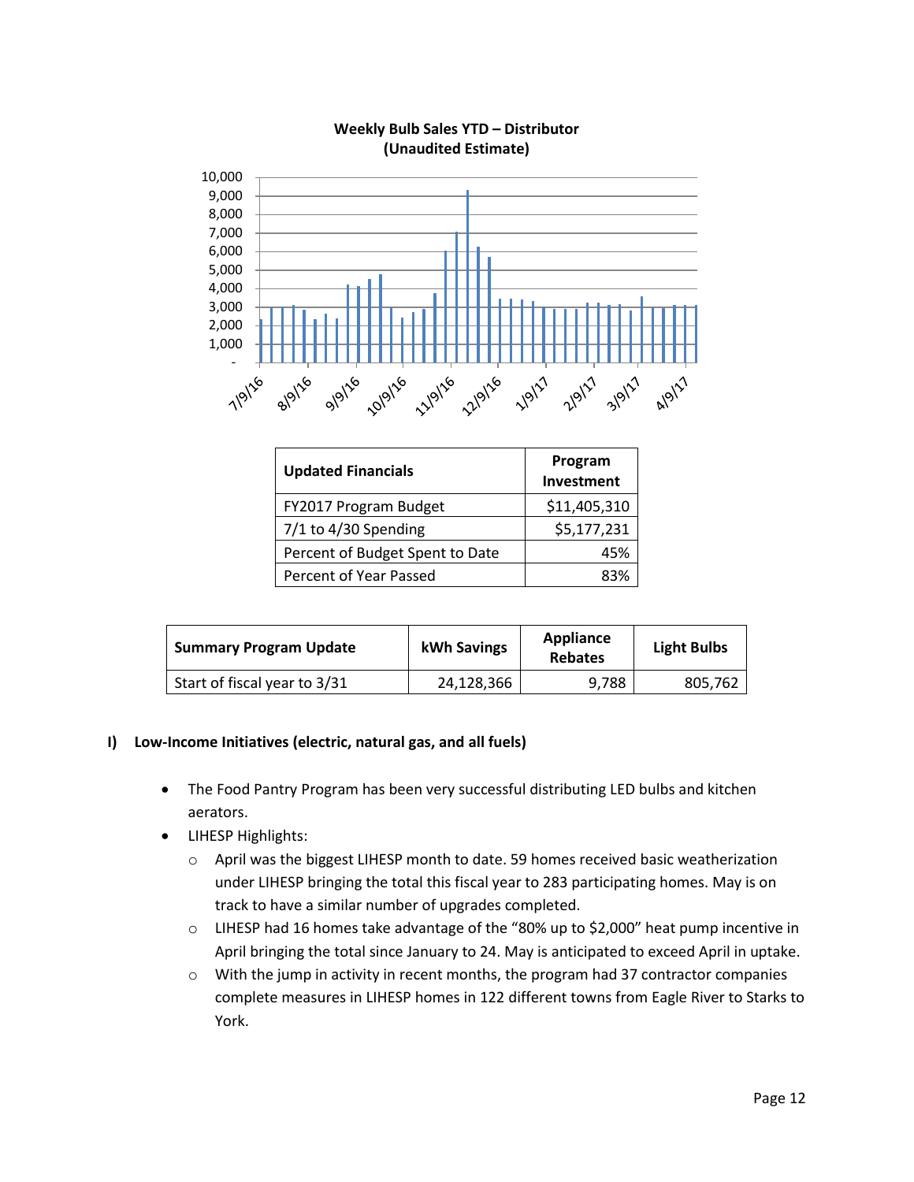**Weekly Bulb Sales YTD – Distributor (Unaudited Estimate)**

10,000
9,000
8,000
7,000
6,000
5,000
4,000
3,000
2,000
1,000
-

7/9/16
8/9/16
9/9/16
10/9/16
11/9/16
12/9/16
1/9/17
2/9/17
3/9/17
4/9/17

| Updated Financials | Program Investment |
|---|---|
| FY2017 Program Budget | $11,405,310 |
| 7/1 to 4/30 Spending | $5,177,231 |
| Percent of Budget Spent to Date | 45% |
| Percent of Year Passed | 83% |

| Summary Program Update | kWh Savings | Appliance Rebates | Light Bulbs |
|---|---|---|---|
| Start of fiscal year to 3/31 | 24,128,366 | 9,788 | 805,762 |

## I) Low-Income Initiatives (electric, natural gas, and all fuels)

- The Food Pantry Program has been very successful distributing LED bulbs and kitchen aerators.
- LIHESP Highlights:
  - April was the biggest LIHESP month to date. 59 homes received basic weatherization under LIHESP bringing the total this fiscal year to 283 participating homes. May is on track to have a similar number of upgrades completed.
  - LIHESP had 16 homes take advantage of the "80% up to $2,000" heat pump incentive in April bringing the total since January to 24. May is anticipated to exceed April in uptake.
  - With the jump in activity in recent months, the program had 37 contractor companies complete measures in LIHESP homes in 122 different towns from Eagle River to Starks to York.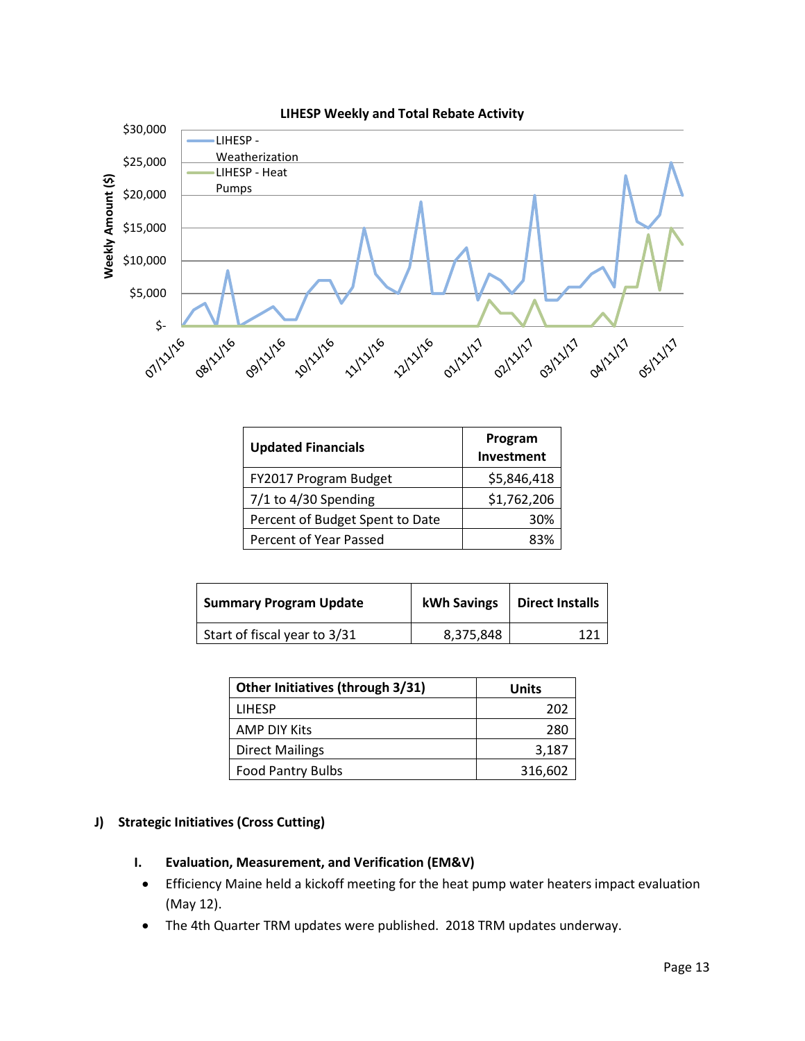LIHESP Weekly and Total Rebate Activity

Weekly Amount ($)

$30,000
$25,000
$20,000
$15,000
$10,000
$5,000
$-

LIHESP - Weatherization
LIHESP - Heat Pumps

07/11/16
08/11/16
09/11/16
10/11/16
11/11/16
12/11/16
01/11/17
02/11/17
03/11/17
04/11/17
05/11/17

| Updated Financials | Program Investment |
| --- | --- |
| FY2017 Program Budget | $5,846,418 |
| 7/1 to 4/30 Spending | $1,762,206 |
| Percent of Budget Spent to Date | 30% |
| Percent of Year Passed | 83% |

| Summary Program Update | kWh Savings | Direct Installs |
| --- | --- | --- |
| Start of fiscal year to 3/31 | 8,375,848 | 121 |

| Other Initiatives (through 3/31) | Units |
| --- | --- |
| LIHESP | 202 |
| AMP DIY Kits | 280 |
| Direct Mailings | 3,187 |
| Food Pantry Bulbs | 316,602 |

## J) Strategic Initiatives (Cross Cutting)

### I. Evaluation, Measurement, and Verification (EM&V)

- Efficiency Maine held a kickoff meeting for the heat pump water heaters impact evaluation (May 12).
- The 4th Quarter TRM updates were published. 2018 TRM updates underway.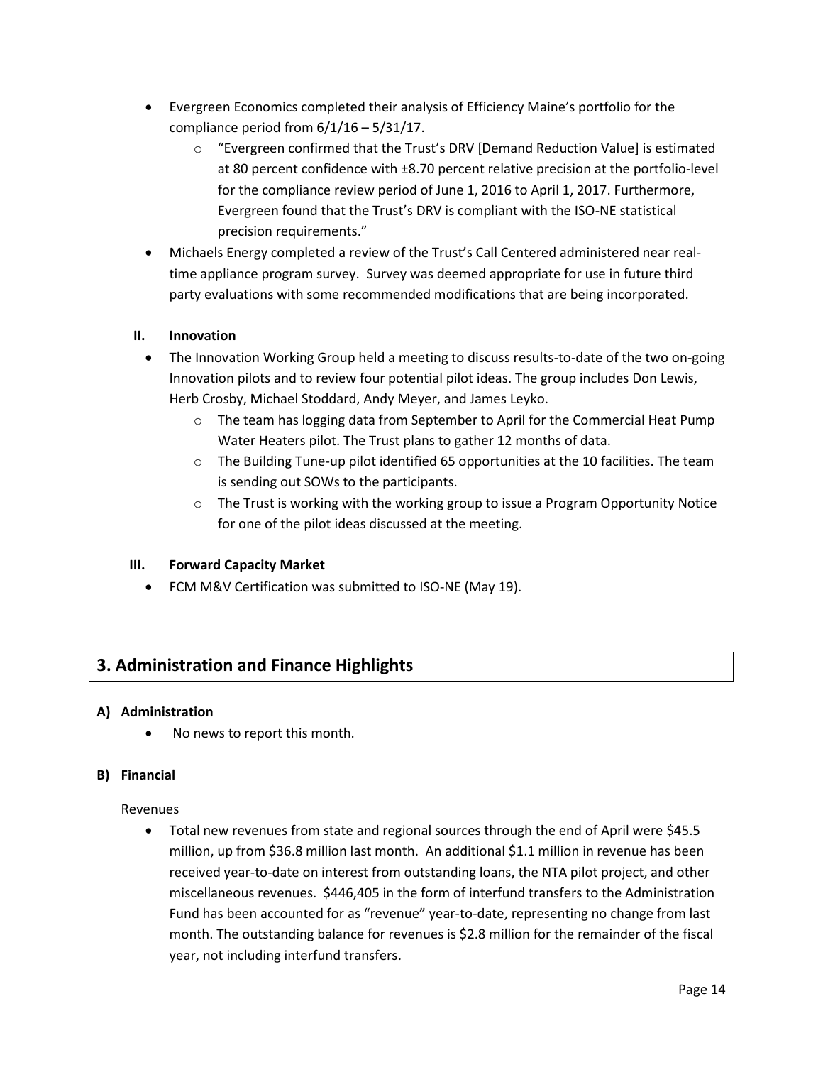- Evergreen Economics completed their analysis of Efficiency Maine's portfolio for the compliance period from 6/1/16 – 5/31/17.
    - "Evergreen confirmed that the Trust's DRV [Demand Reduction Value] is estimated at 80 percent confidence with ±8.70 percent relative precision at the portfolio-level for the compliance review period of June 1, 2016 to April 1, 2017. Furthermore, Evergreen found that the Trust's DRV is compliant with the ISO-NE statistical precision requirements."
- Michaels Energy completed a review of the Trust's Call Centered administered near real-time appliance program survey. Survey was deemed appropriate for use in future third party evaluations with some recommended modifications that are being incorporated.

#### II. Innovation

- The Innovation Working Group held a meeting to discuss results-to-date of the two on-going Innovation pilots and to review four potential pilot ideas. The group includes Don Lewis, Herb Crosby, Michael Stoddard, Andy Meyer, and James Leyko.
    - The team has logging data from September to April for the Commercial Heat Pump Water Heaters pilot. The Trust plans to gather 12 months of data.
    - The Building Tune-up pilot identified 65 opportunities at the 10 facilities. The team is sending out SOWs to the participants.
    - The Trust is working with the working group to issue a Program Opportunity Notice for one of the pilot ideas discussed at the meeting.

#### III. Forward Capacity Market

- FCM M&V Certification was submitted to ISO-NE (May 19).

## 3. Administration and Finance Highlights

### A) Administration

- No news to report this month.

### B) Financial

Revenues

- Total new revenues from state and regional sources through the end of April were $45.5 million, up from $36.8 million last month. An additional $1.1 million in revenue has been received year-to-date on interest from outstanding loans, the NTA pilot project, and other miscellaneous revenues. $446,405 in the form of interfund transfers to the Administration Fund has been accounted for as "revenue" year-to-date, representing no change from last month. The outstanding balance for revenues is $2.8 million for the remainder of the fiscal year, not including interfund transfers.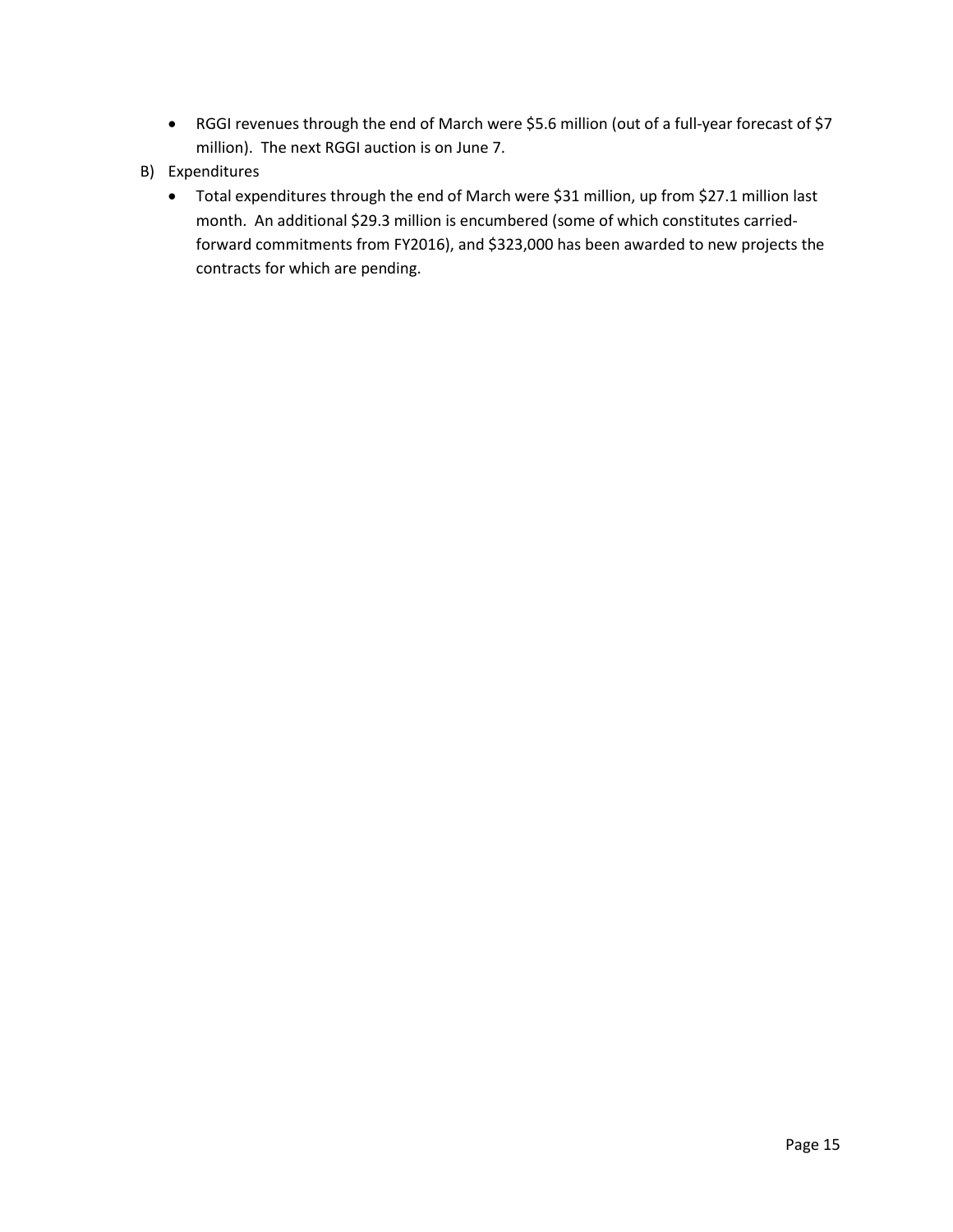- RGGI revenues through the end of March were $5.6 million (out of a full-year forecast of $7 million). The next RGGI auction is on June 7.

B) Expenditures

- Total expenditures through the end of March were $31 million, up from $27.1 million last month. An additional $29.3 million is encumbered (some of which constitutes carried-forward commitments from FY2016), and $323,000 has been awarded to new projects the contracts for which are pending.